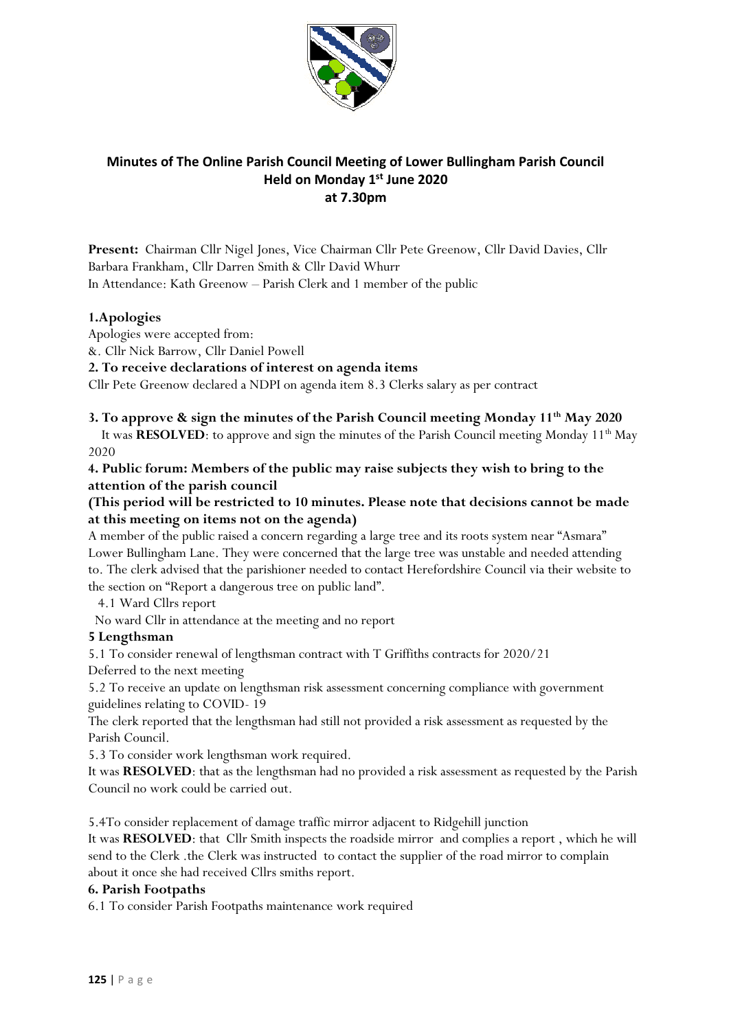## Minutes of The Online Parish Council Meeting of Lower Bullingham Parish Council
## Held on Monday 1st June 2020
## at 7.30pm

**Present:** Chairman Cllr Nigel Jones, Vice Chairman Cllr Pete Greenow, Cllr David Davies, Cllr Barbara Frankham, Cllr Darren Smith & Cllr David Whurr

In Attendance: Kath Greenow – Parish Clerk and 1 member of the public

**1.Apologies**

Apologies were accepted from:

&. Cllr Nick Barrow, Cllr Daniel Powell

**2. To receive declarations of interest on agenda items**

Cllr Pete Greenow declared a NDPI on agenda item 8.3 Clerks salary as per contract

**3. To approve & sign the minutes of the Parish Council meeting Monday 11th May 2020**

It was **RESOLVED**: to approve and sign the minutes of the Parish Council meeting Monday 11th May 2020

**4. Public forum: Members of the public may raise subjects they wish to bring to the attention of the parish council**

**(This period will be restricted to 10 minutes. Please note that decisions cannot be made at this meeting on items not on the agenda)**

A member of the public raised a concern regarding a large tree and its roots system near "Asmara" Lower Bullingham Lane. They were concerned that the large tree was unstable and needed attending to. The clerk advised that the parishioner needed to contact Herefordshire Council via their website to the section on "Report a dangerous tree on public land".

4.1 Ward Cllrs report

No ward Cllr in attendance at the meeting and no report

**5 Lengthsman**

5.1 To consider renewal of lengthsman contract with T Griffiths contracts for 2020/21

Deferred to the next meeting

5.2 To receive an update on lengthsman risk assessment concerning compliance with government guidelines relating to COVID- 19

The clerk reported that the lengthsman had still not provided a risk assessment as requested by the Parish Council.

5.3 To consider work lengthsman work required.

It was **RESOLVED**: that as the lengthsman had no provided a risk assessment as requested by the Parish Council no work could be carried out.

5.4To consider replacement of damage traffic mirror adjacent to Ridgehill junction

It was **RESOLVED**: that Cllr Smith inspects the roadside mirror and complies a report , which he will send to the Clerk .the Clerk was instructed to contact the supplier of the road mirror to complain about it once she had received Cllrs smiths report.

**6. Parish Footpaths**

6.1 To consider Parish Footpaths maintenance work required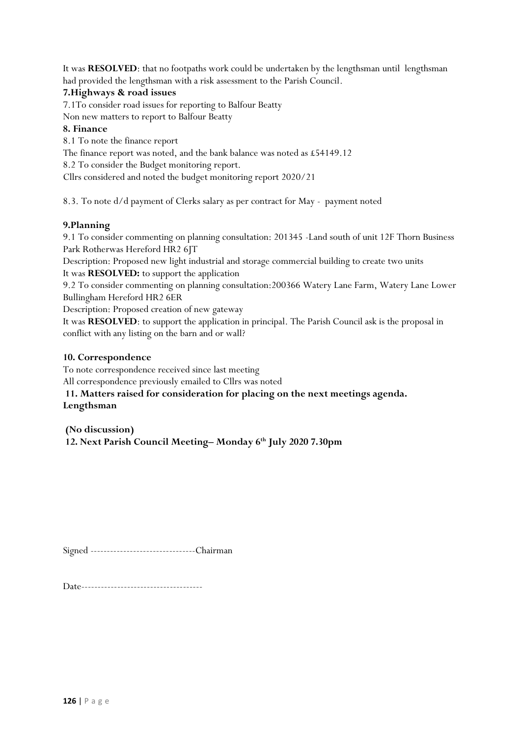It was **RESOLVED**: that no footpaths work could be undertaken by the lengthsman until lengthsman had provided the lengthsman with a risk assessment to the Parish Council.

**7.Highways & road issues**

7.1To consider road issues for reporting to Balfour Beatty

Non new matters to report to Balfour Beatty

**8. Finance**

8.1 To note the finance report

The finance report was noted, and the bank balance was noted as £54149.12

8.2 To consider the Budget monitoring report.

Cllrs considered and noted the budget monitoring report 2020/21

8.3. To note d/d payment of Clerks salary as per contract for May - payment noted

**9.Planning**

9.1 To consider commenting on planning consultation: 201345 -Land south of unit 12F Thorn Business Park Rotherwas Hereford HR2 6JT

Description: Proposed new light industrial and storage commercial building to create two units

It was **RESOLVED:** to support the application

9.2 To consider commenting on planning consultation:200366 Watery Lane Farm, Watery Lane Lower Bullingham Hereford HR2 6ER

Description: Proposed creation of new gateway

It was **RESOLVED**: to support the application in principal. The Parish Council ask is the proposal in conflict with any listing on the barn and or wall?

**10. Correspondence**

To note correspondence received since last meeting

All correspondence previously emailed to Cllrs was noted

**11. Matters raised for consideration for placing on the next meetings agenda.**

**Lengthsman**

**(No discussion)**

**12. Next Parish Council Meeting– Monday 6th July 2020 7.30pm**

Signed --------------------------------Chairman

Date-------------------------------------